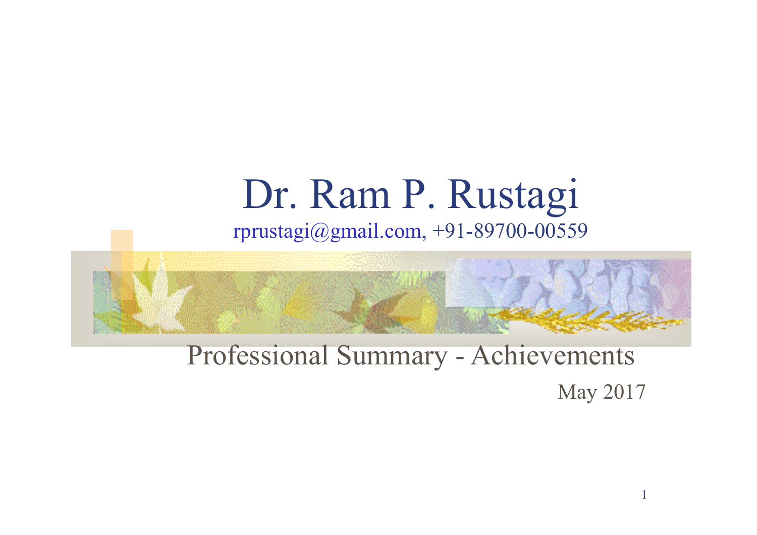# Dr. Ram P. Rustagi

rprustagi@gmail.com, +91-89700-00559

## Professional Summary - Achievements

May 2017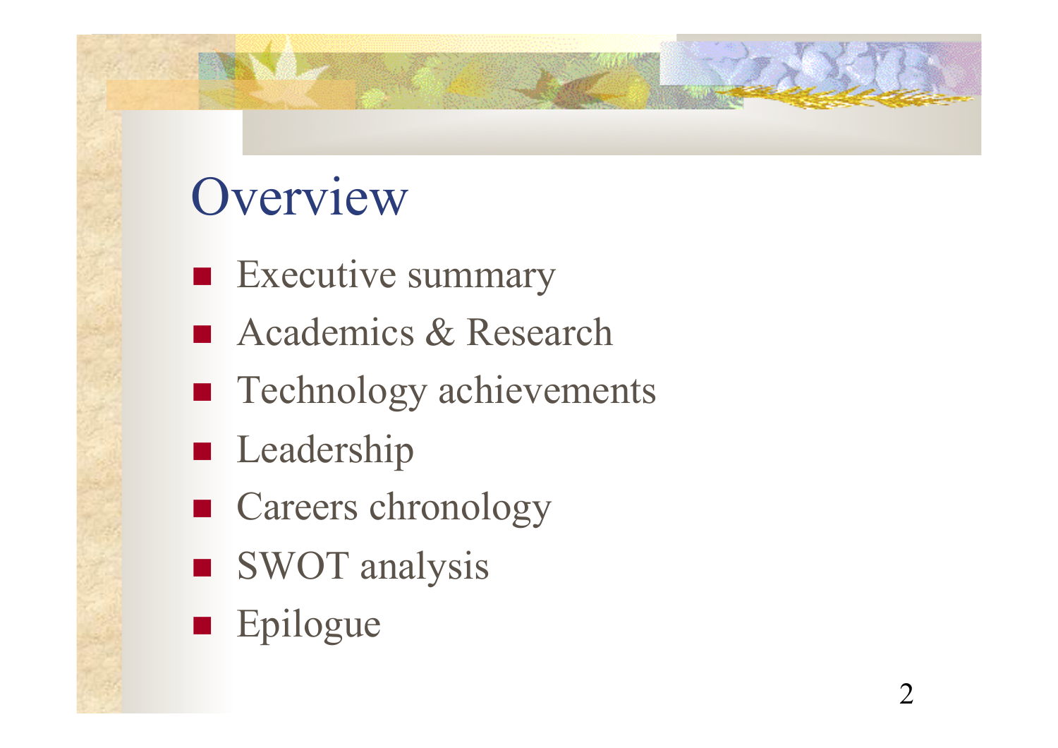# Overview

- Executive summary
- Academics & Research
- Technology achievements
- Leadership
- Careers chronology
- SWOT analysis
- Epilogue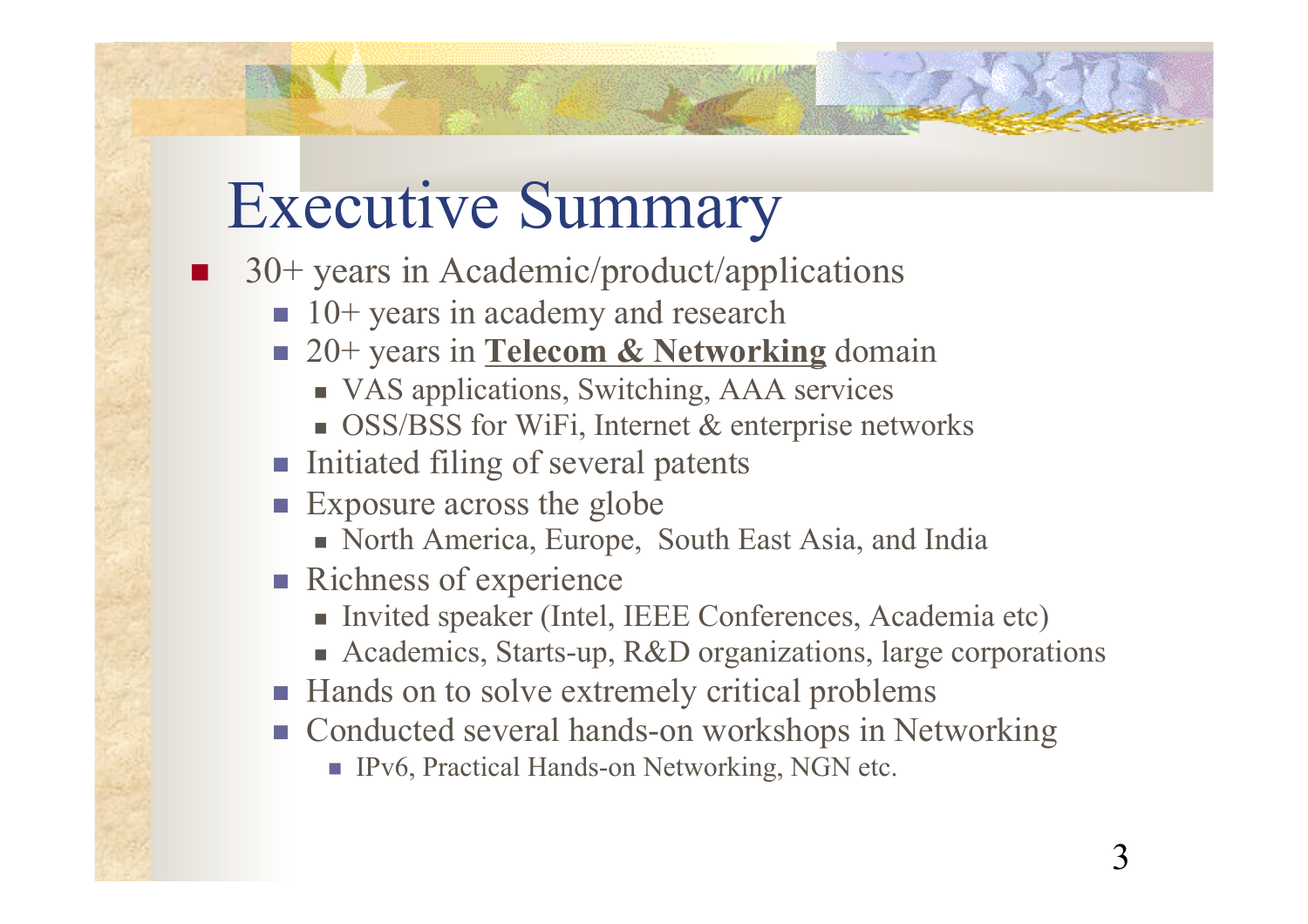# Executive Summary

- 30+ years in Academic/product/applications
  - 10+ years in academy and research
  - 20+ years in **Telecom & Networking** domain
    - VAS applications, Switching, AAA services
    - OSS/BSS for WiFi, Internet & enterprise networks
  - Initiated filing of several patents
  - Exposure across the globe
    - North America, Europe, South East Asia, and India
  - Richness of experience
    - Invited speaker (Intel, IEEE Conferences, Academia etc)
    - Academics, Starts-up, R&D organizations, large corporations
  - Hands on to solve extremely critical problems
  - Conducted several hands-on workshops in Networking
    - IPv6, Practical Hands-on Networking, NGN etc.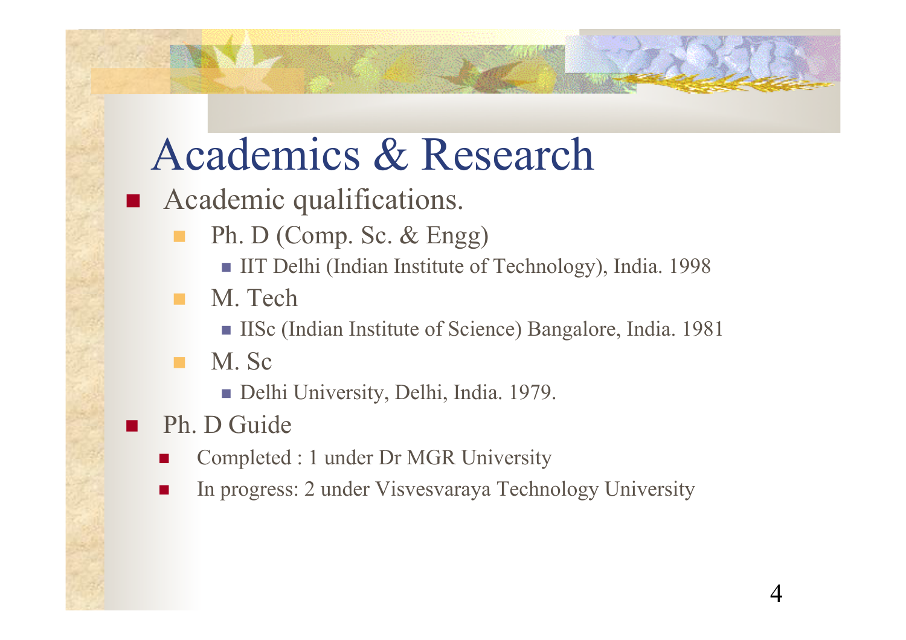# Academics & Research

- Academic qualifications.
  - Ph. D (Comp. Sc. & Engg)
    - IIT Delhi (Indian Institute of Technology), India. 1998
  - M. Tech
    - IISc (Indian Institute of Science) Bangalore, India. 1981
  - M. Sc
    - Delhi University, Delhi, India. 1979.
- Ph. D Guide
  - Completed : 1 under Dr MGR University
  - In progress: 2 under Visvesvaraya Technology University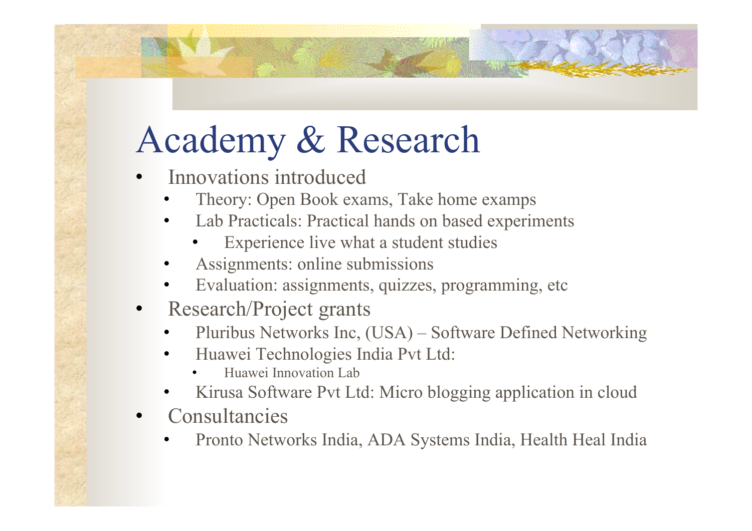# Academy & Research

- Innovations introduced
  - Theory: Open Book exams, Take home examps
  - Lab Practicals: Practical hands on based experiments
    - Experience live what a student studies
  - Assignments: online submissions
  - Evaluation: assignments, quizzes, programming, etc
- Research/Project grants
  - Pluribus Networks Inc, (USA) – Software Defined Networking
  - Huawei Technologies India Pvt Ltd:
    - Huawei Innovation Lab
  - Kirusa Software Pvt Ltd: Micro blogging application in cloud
- Consultancies
  - Pronto Networks India, ADA Systems India, Health Heal India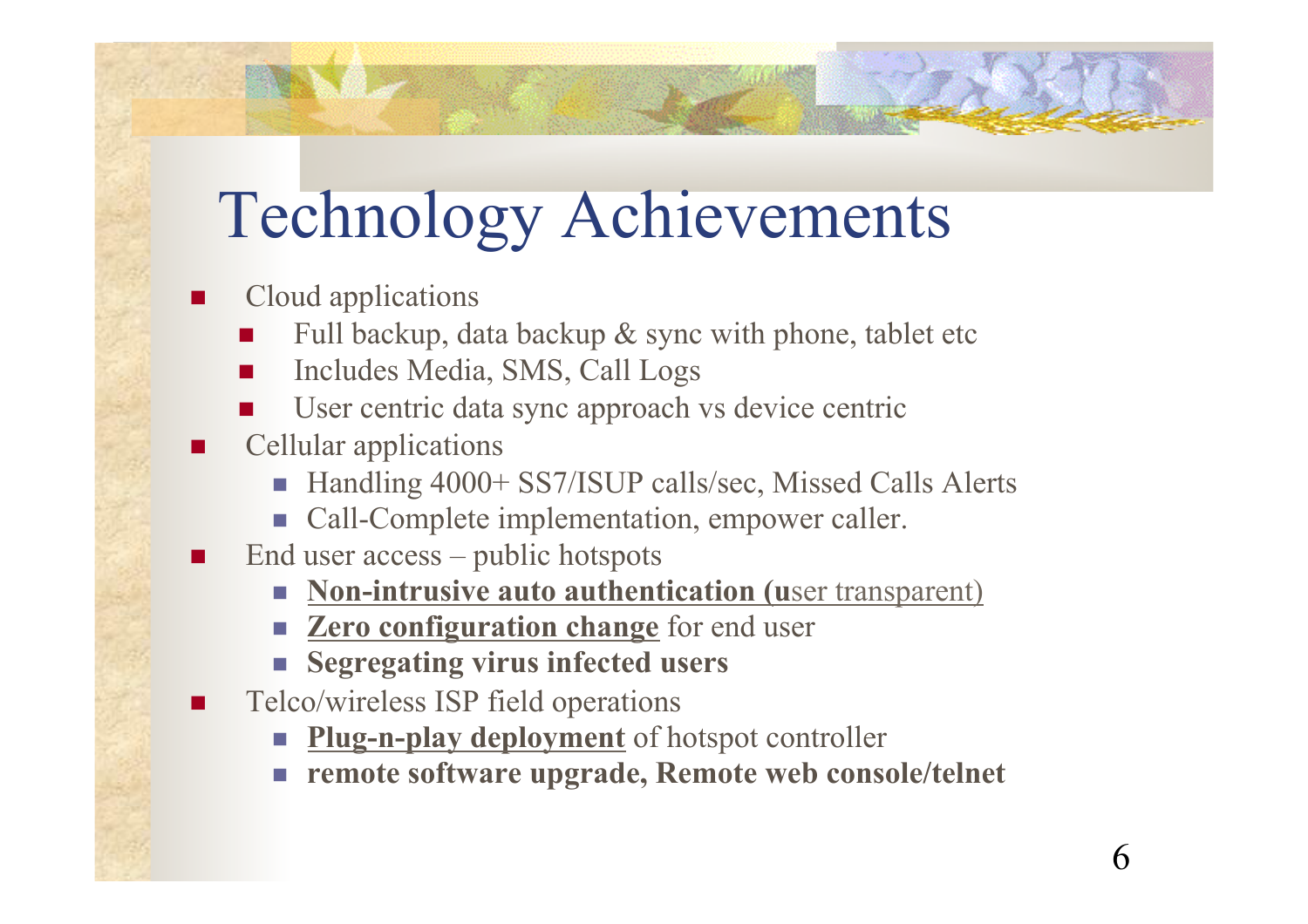# Technology Achievements

- Cloud applications
  - Full backup, data backup & sync with phone, tablet etc
  - Includes Media, SMS, Call Logs
  - User centric data sync approach vs device centric
- Cellular applications
  - Handling 4000+ SS7/ISUP calls/sec, Missed Calls Alerts
  - Call-Complete implementation, empower caller.
- End user access – public hotspots
  - **Non-intrusive auto authentication (u**ser transparent)
  - **Zero configuration change** for end user
  - **Segregating virus infected users**
- Telco/wireless ISP field operations
  - **Plug-n-play deployment** of hotspot controller
  - **remote software upgrade, Remote web console/telnet**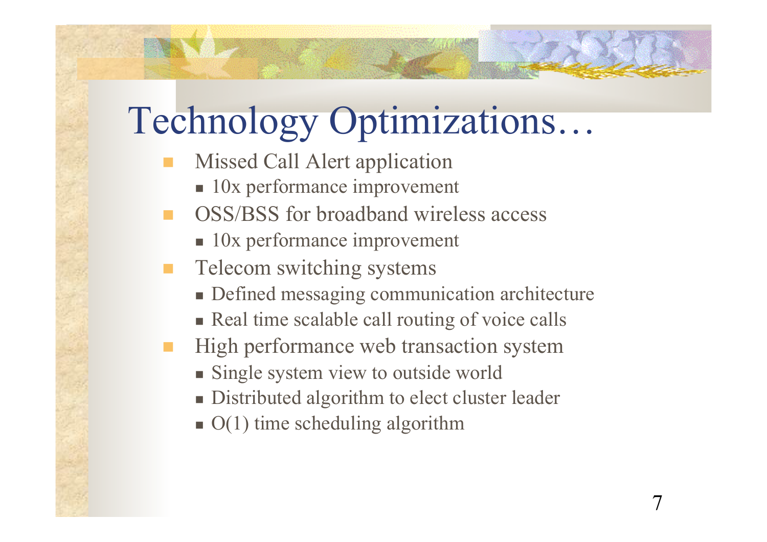# Technology Optimizations…

- Missed Call Alert application
  - 10x performance improvement
- OSS/BSS for broadband wireless access
  - 10x performance improvement
- Telecom switching systems
  - Defined messaging communication architecture
  - Real time scalable call routing of voice calls
- High performance web transaction system
  - Single system view to outside world
  - Distributed algorithm to elect cluster leader
  - O(1) time scheduling algorithm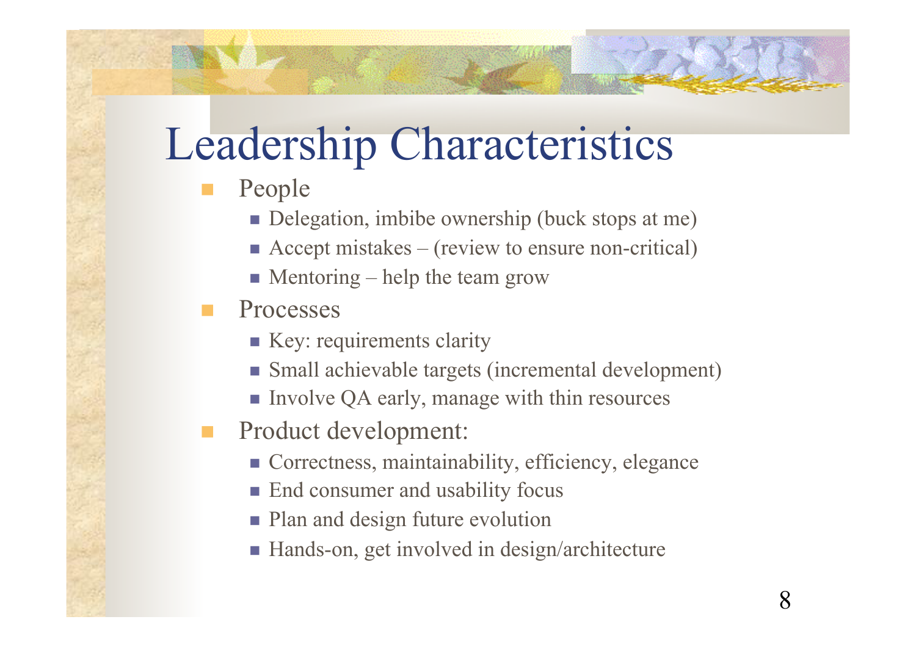# Leadership Characteristics

- People
  - Delegation, imbibe ownership (buck stops at me)
  - Accept mistakes – (review to ensure non-critical)
  - Mentoring – help the team grow
- Processes
  - Key: requirements clarity
  - Small achievable targets (incremental development)
  - Involve QA early, manage with thin resources
- Product development:
  - Correctness, maintainability, efficiency, elegance
  - End consumer and usability focus
  - Plan and design future evolution
  - Hands-on, get involved in design/architecture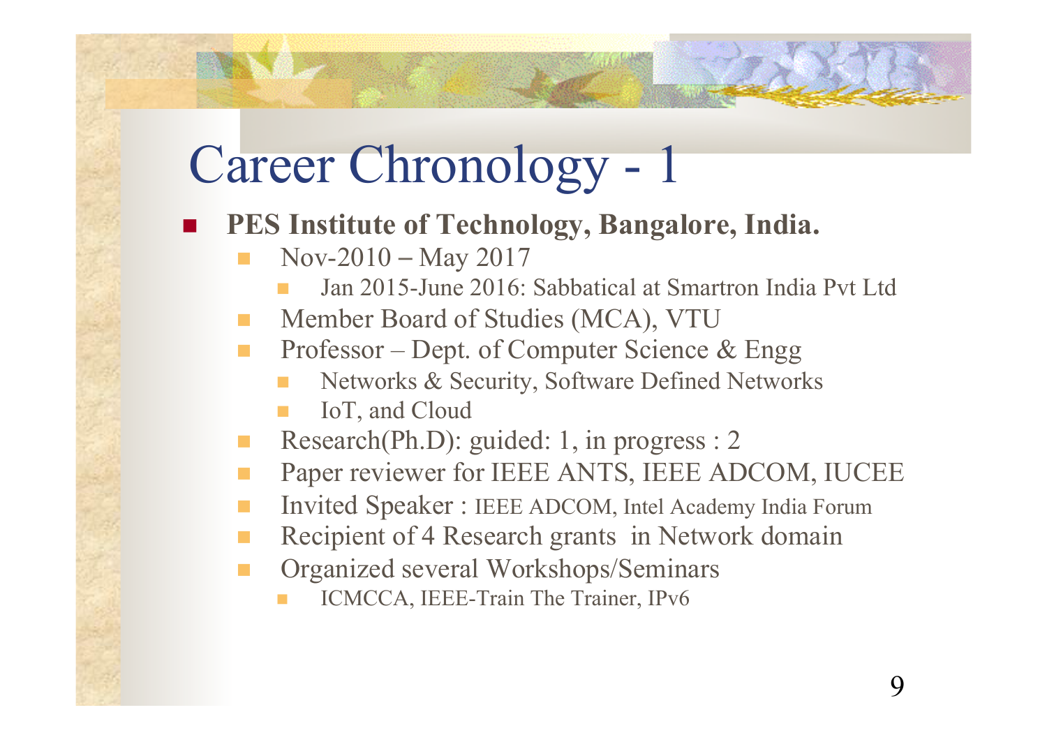# Career Chronology - 1

- **PES Institute of Technology, Bangalore, India.**
  - Nov-2010 – May 2017
    - Jan 2015-June 2016: Sabbatical at Smartron India Pvt Ltd
  - Member Board of Studies (MCA), VTU
  - Professor – Dept. of Computer Science & Engg
    - Networks & Security, Software Defined Networks
    - IoT, and Cloud
  - Research(Ph.D): guided: 1, in progress : 2
  - Paper reviewer for IEEE ANTS, IEEE ADCOM, IUCEE
  - Invited Speaker : IEEE ADCOM, Intel Academy India Forum
  - Recipient of 4 Research grants in Network domain
  - Organized several Workshops/Seminars
    - ICMCCA, IEEE-Train The Trainer, IPv6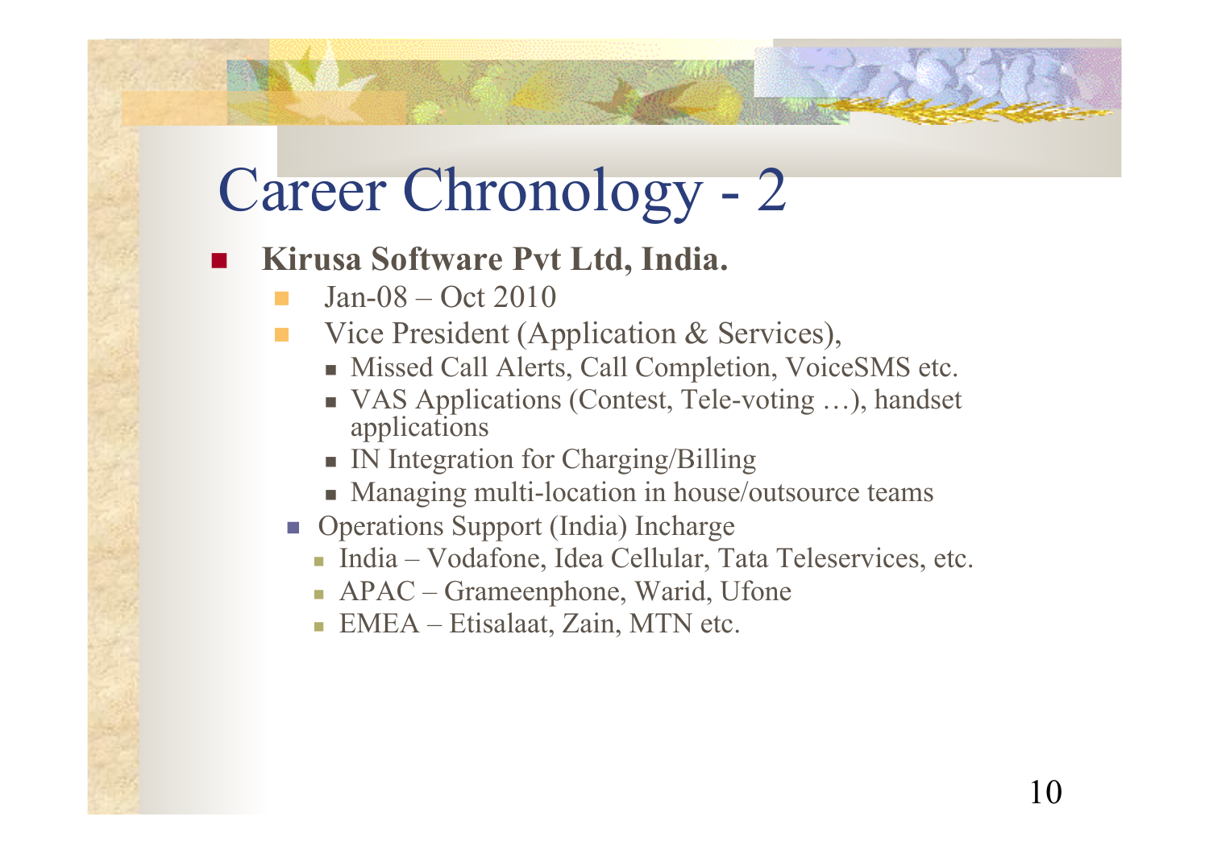# Career Chronology - 2

- **Kirusa Software Pvt Ltd, India.**
  - Jan-08 – Oct 2010
  - Vice President (Application & Services),
    - Missed Call Alerts, Call Completion, VoiceSMS etc.
    - VAS Applications (Contest, Tele-voting …), handset applications
    - IN Integration for Charging/Billing
    - Managing multi-location in house/outsource teams
  - Operations Support (India) Incharge
    - India – Vodafone, Idea Cellular, Tata Teleservices, etc.
    - APAC – Grameenphone, Warid, Ufone
    - EMEA – Etisalaat, Zain, MTN etc.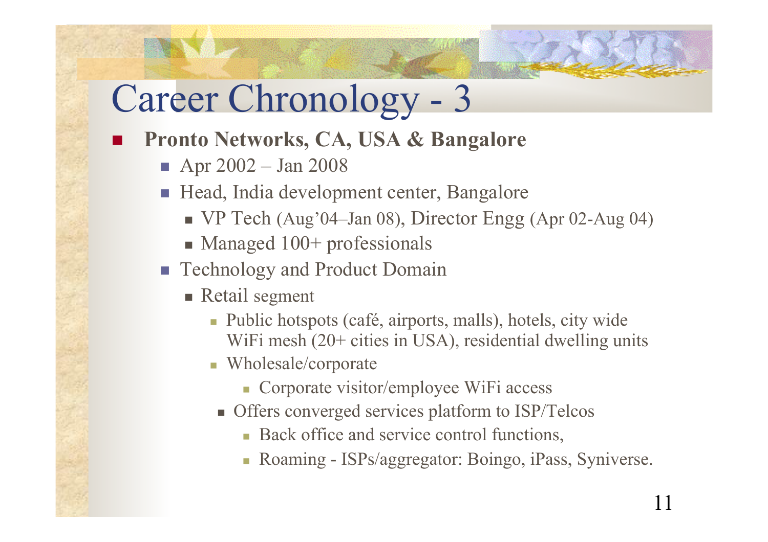# Career Chronology - 3

- **Pronto Networks, CA, USA & Bangalore**
  - Apr 2002 – Jan 2008
  - Head, India development center, Bangalore
    - VP Tech (Aug'04–Jan 08), Director Engg (Apr 02-Aug 04)
    - Managed 100+ professionals
  - Technology and Product Domain
    - Retail segment
      - Public hotspots (café, airports, malls), hotels, city wide WiFi mesh (20+ cities in USA), residential dwelling units
      - Wholesale/corporate
        - Corporate visitor/employee WiFi access
      - Offers converged services platform to ISP/Telcos
        - Back office and service control functions,
        - Roaming - ISPs/aggregator: Boingo, iPass, Syniverse.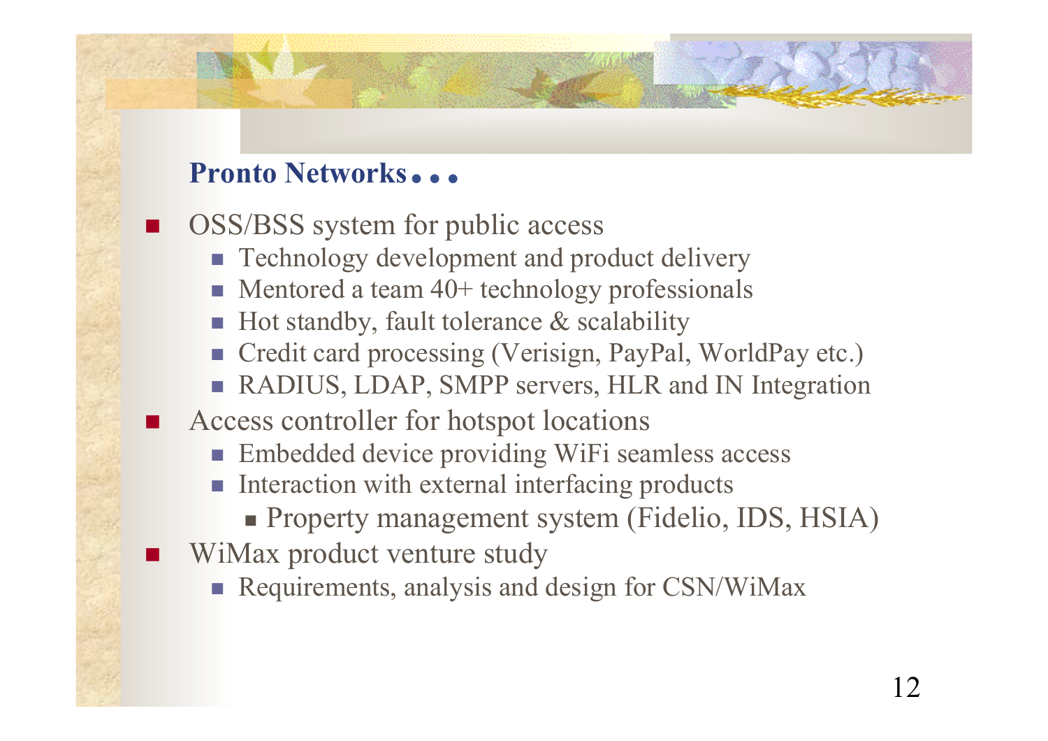## Pronto Networks…

- OSS/BSS system for public access
  - Technology development and product delivery
  - Mentored a team 40+ technology professionals
  - Hot standby, fault tolerance & scalability
  - Credit card processing (Verisign, PayPal, WorldPay etc.)
  - RADIUS, LDAP, SMPP servers, HLR and IN Integration
- Access controller for hotspot locations
  - Embedded device providing WiFi seamless access
  - Interaction with external interfacing products
    - Property management system (Fidelio, IDS, HSIA)
- WiMax product venture study
  - Requirements, analysis and design for CSN/WiMax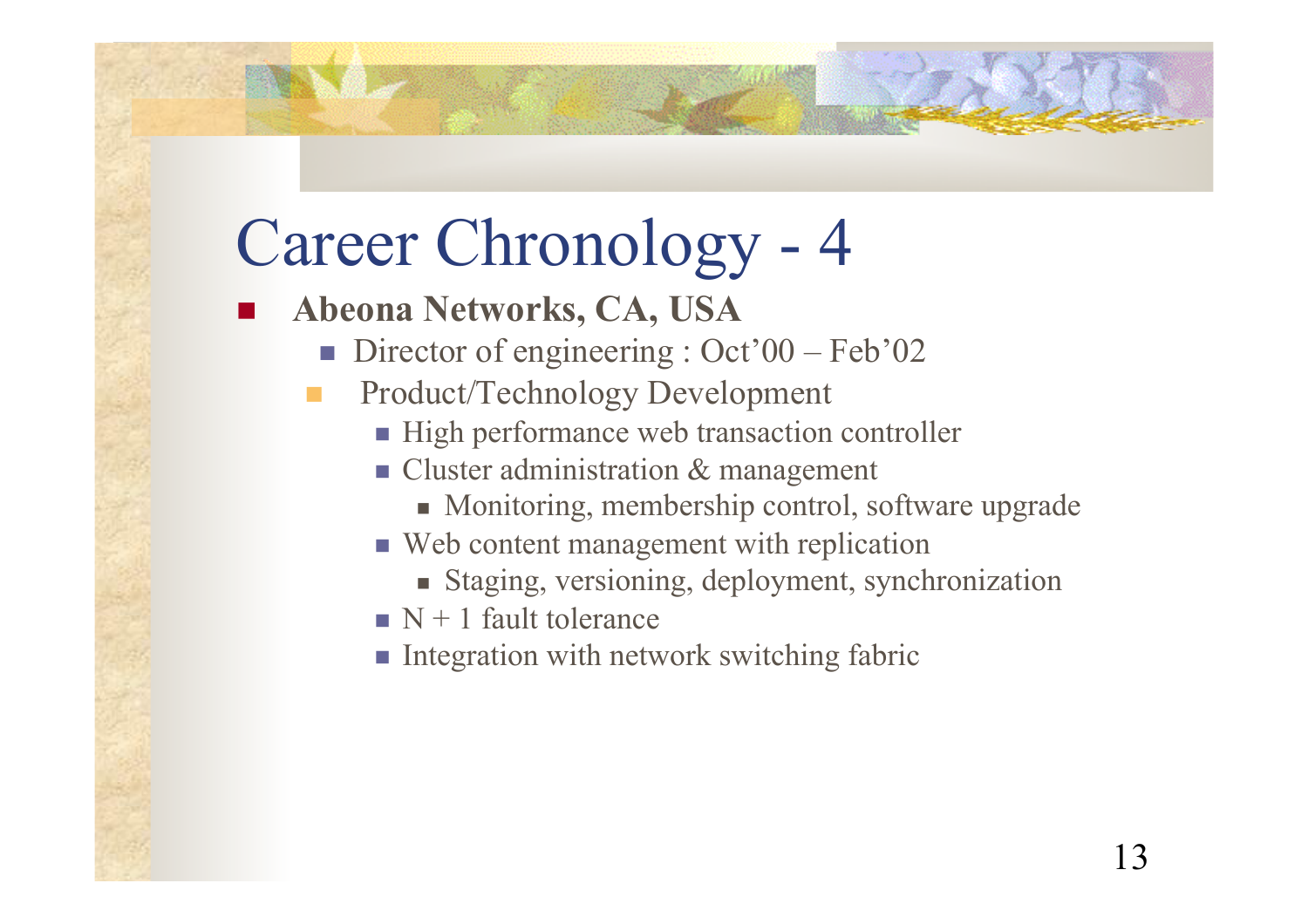# Career Chronology - 4

- **Abeona Networks, CA, USA**
  - Director of engineering : Oct'00 – Feb'02
  - Product/Technology Development
    - High performance web transaction controller
    - Cluster administration & management
      - Monitoring, membership control, software upgrade
    - Web content management with replication
      - Staging, versioning, deployment, synchronization
    - N + 1 fault tolerance
    - Integration with network switching fabric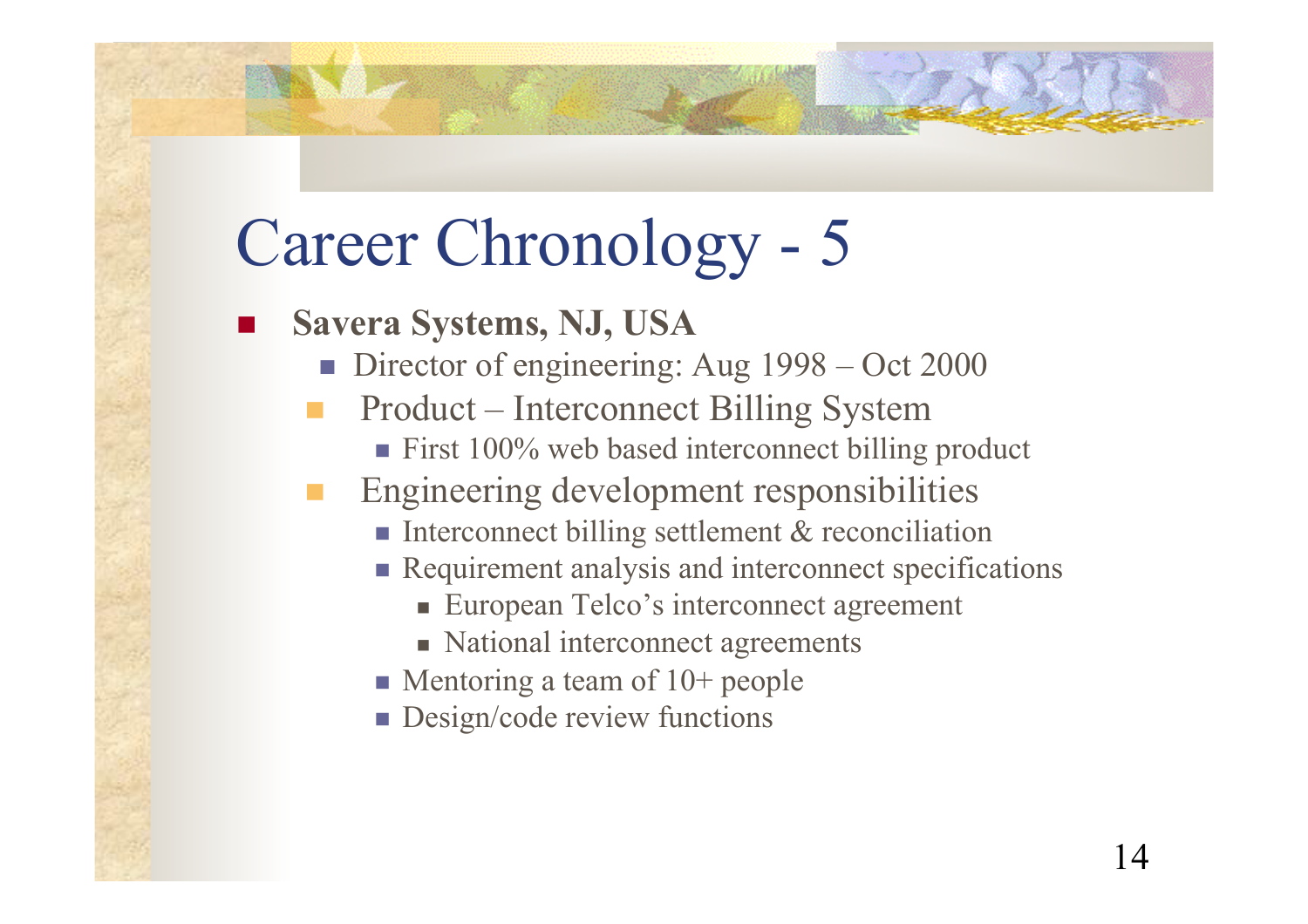# Career Chronology - 5

- **Savera Systems, NJ, USA**
  - Director of engineering: Aug 1998 – Oct 2000
  - Product – Interconnect Billing System
    - First 100% web based interconnect billing product
  - Engineering development responsibilities
    - Interconnect billing settlement & reconciliation
    - Requirement analysis and interconnect specifications
      - European Telco's interconnect agreement
      - National interconnect agreements
    - Mentoring a team of 10+ people
    - Design/code review functions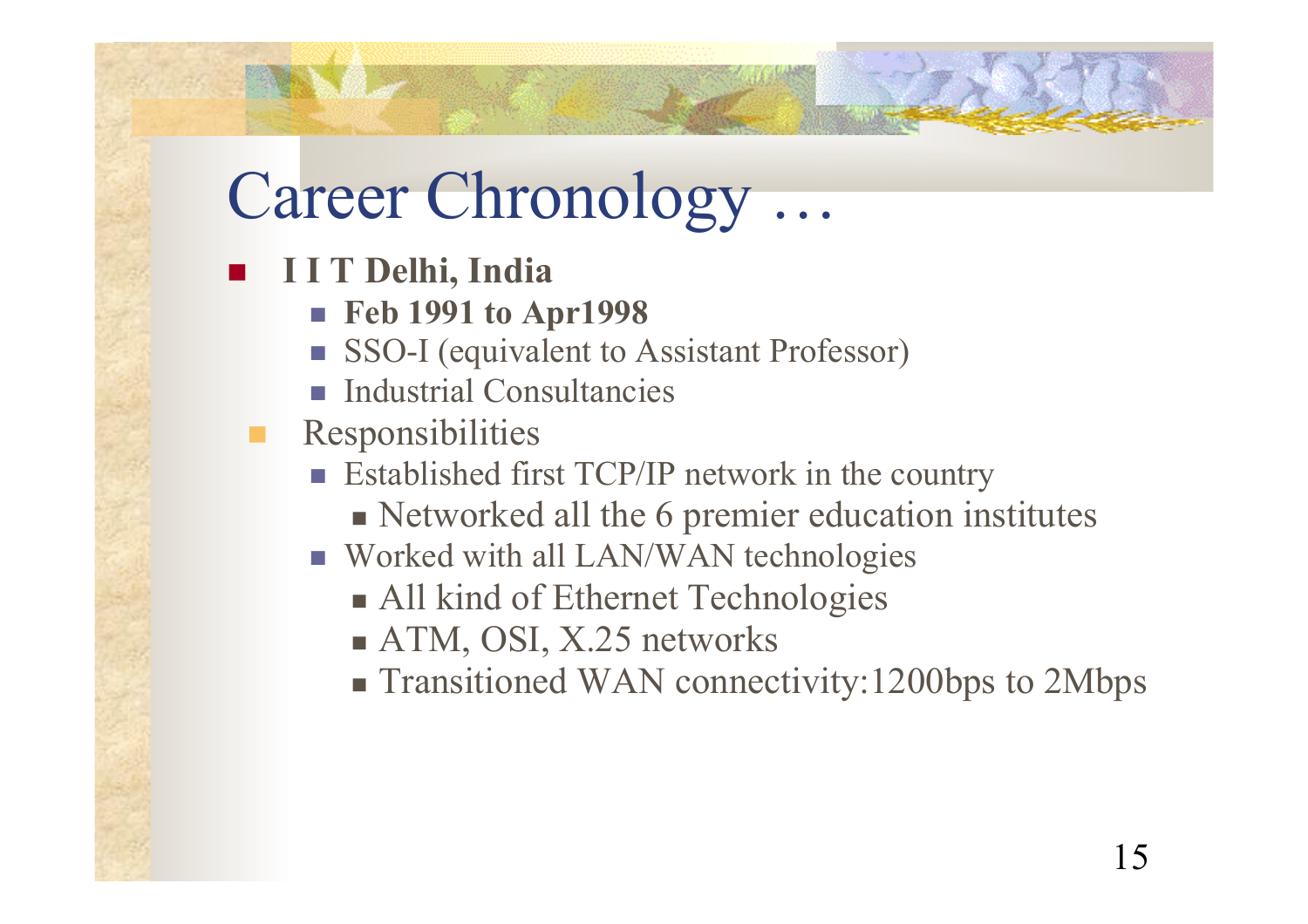# Career Chronology …

- **I I T Delhi, India**
  - **Feb 1991 to Apr1998**
  - SSO-I (equivalent to Assistant Professor)
  - Industrial Consultancies
- Responsibilities
  - Established first TCP/IP network in the country
    - Networked all the 6 premier education institutes
  - Worked with all LAN/WAN technologies
    - All kind of Ethernet Technologies
    - ATM, OSI, X.25 networks
    - Transitioned WAN connectivity:1200bps to 2Mbps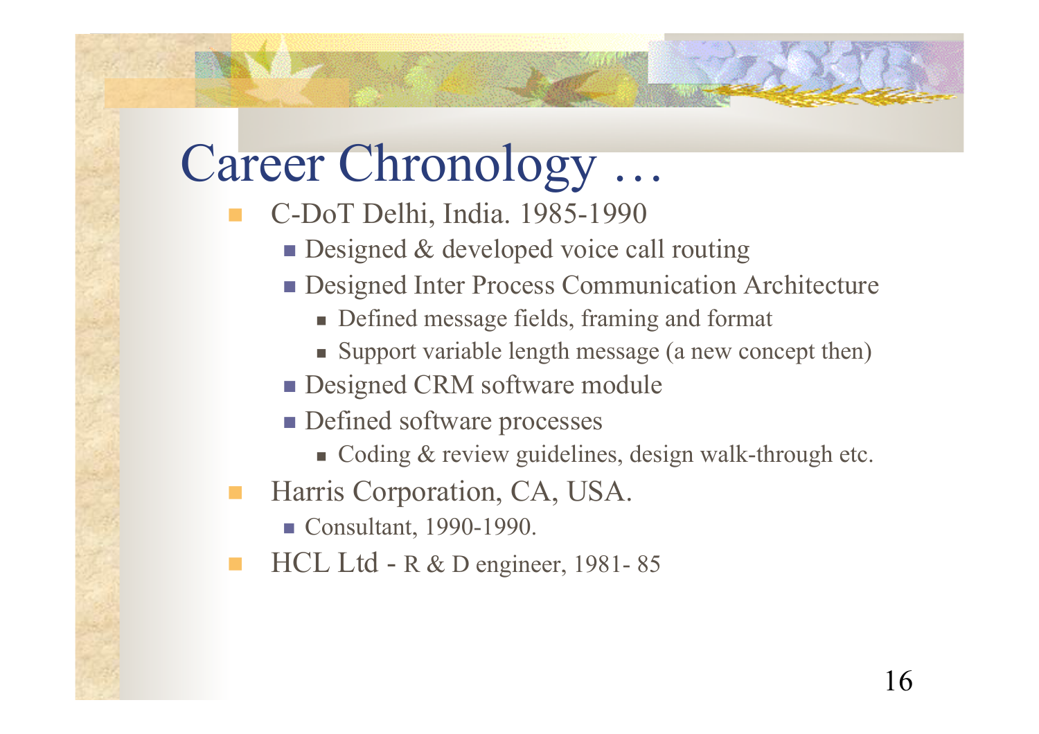# Career Chronology …

- C-DoT Delhi, India. 1985-1990
  - Designed & developed voice call routing
  - Designed Inter Process Communication Architecture
    - Defined message fields, framing and format
    - Support variable length message (a new concept then)
  - Designed CRM software module
  - Defined software processes
    - Coding & review guidelines, design walk-through etc.
- Harris Corporation, CA, USA.
  - Consultant, 1990-1990.
- HCL Ltd - R & D engineer, 1981- 85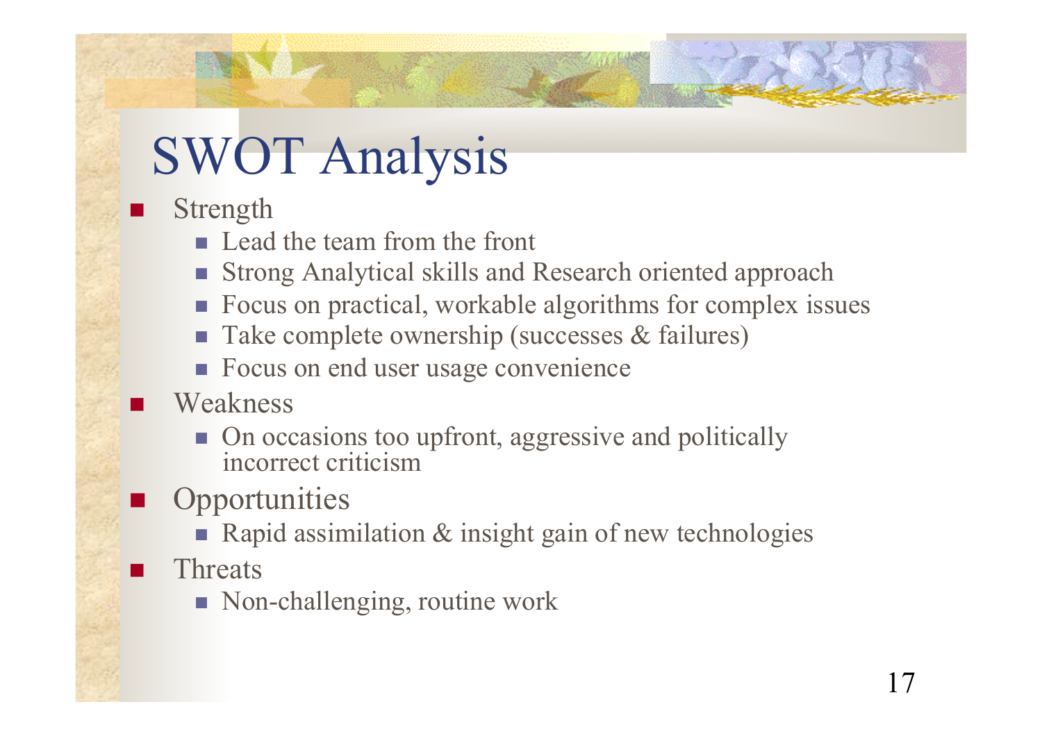# SWOT Analysis

- Strength
  - Lead the team from the front
  - Strong Analytical skills and Research oriented approach
  - Focus on practical, workable algorithms for complex issues
  - Take complete ownership (successes & failures)
  - Focus on end user usage convenience
- Weakness
  - On occasions too upfront, aggressive and politically incorrect criticism
- Opportunities
  - Rapid assimilation & insight gain of new technologies
- Threats
  - Non-challenging, routine work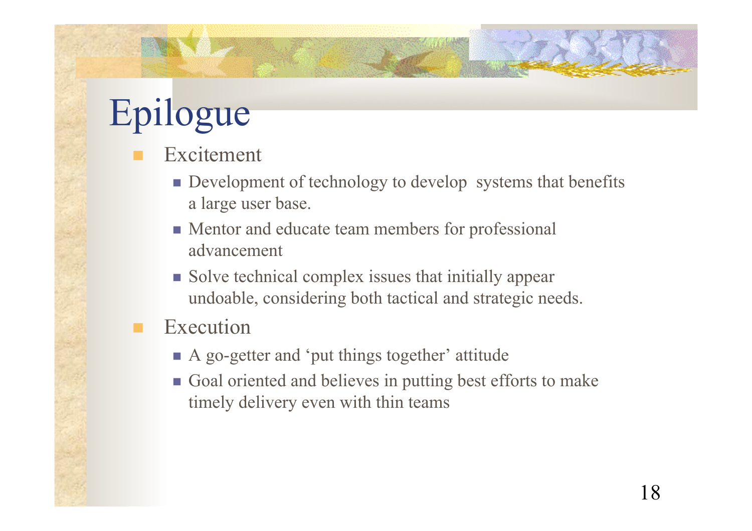# Epilogue

- Excitement
  - Development of technology to develop  systems that benefits a large user base.
  - Mentor and educate team members for professional advancement
  - Solve technical complex issues that initially appear undoable, considering both tactical and strategic needs.
- Execution
  - A go-getter and 'put things together' attitude
  - Goal oriented and believes in putting best efforts to make timely delivery even with thin teams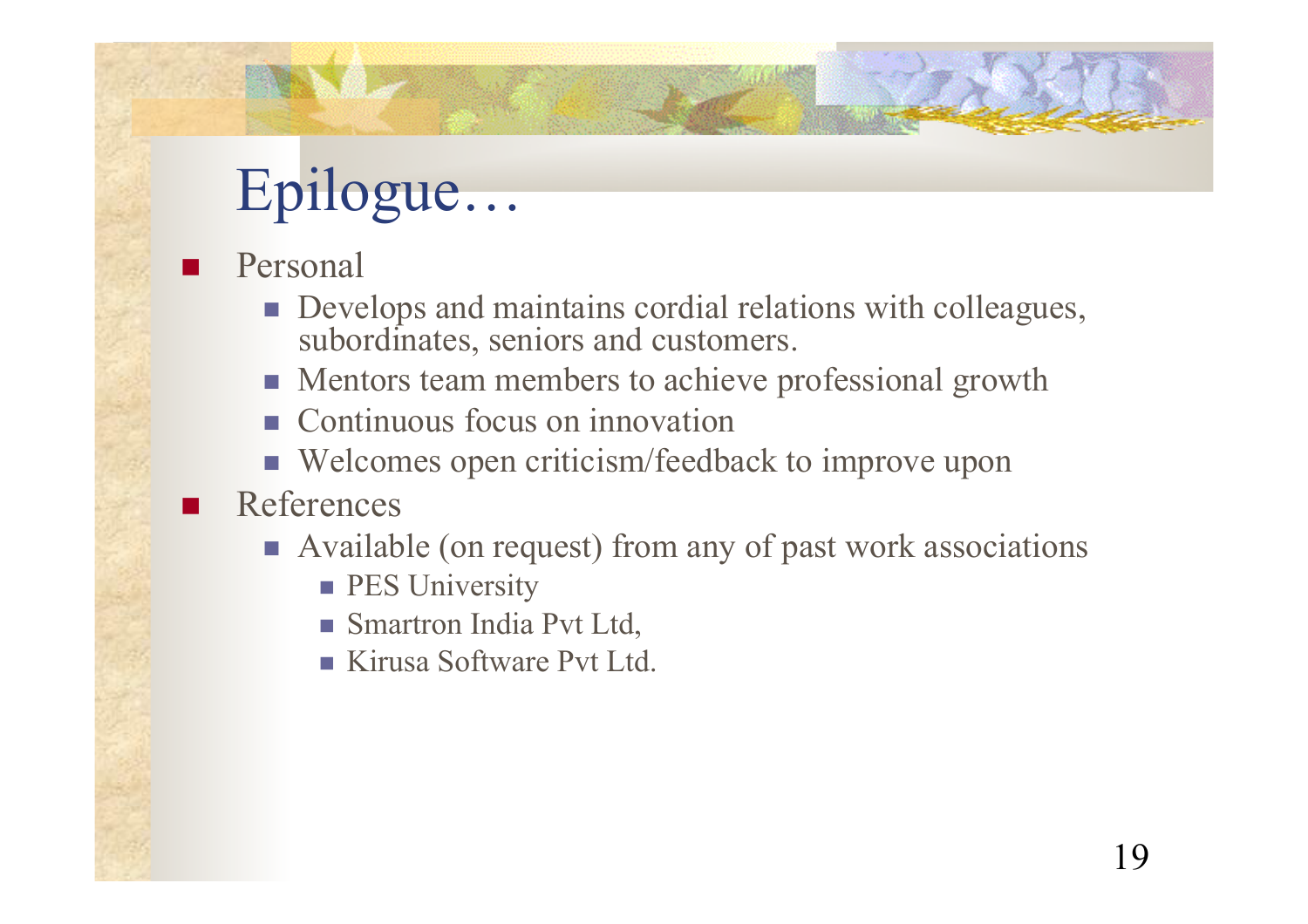# Epilogue…

- Personal
  - Develops and maintains cordial relations with colleagues, subordinates, seniors and customers.
  - Mentors team members to achieve professional growth
  - Continuous focus on innovation
  - Welcomes open criticism/feedback to improve upon
- References
  - Available (on request) from any of past work associations
    - PES University
    - Smartron India Pvt Ltd,
    - Kirusa Software Pvt Ltd.